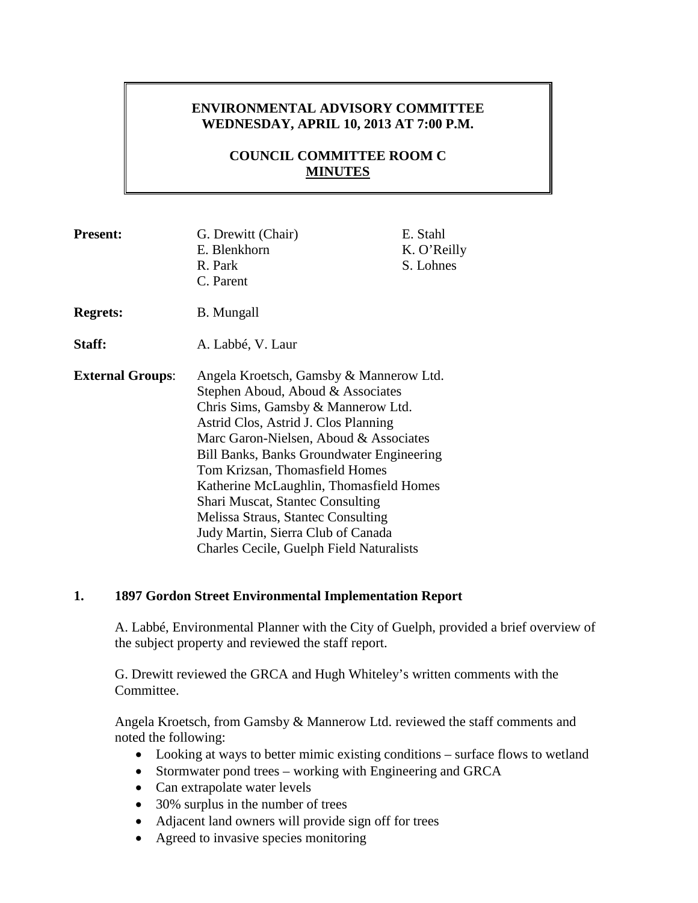**ENVIRONMENTAL ADVISORY COMMITTEE**
**WEDNESDAY, APRIL 10, 2013 AT 7:00 P.M.**

**COUNCIL COMMITTEE ROOM C**
**MINUTES**

| | | |
|---|---|---|
| **Present:** | G. Drewitt (Chair)<br>E. Blenkhorn<br>R. Park<br>C. Parent | E. Stahl<br>K. O'Reilly<br>S. Lohnes |
| **Regrets:** | B. Mungall | |
| **Staff:** | A. Labbé, V. Laur | |
| **External Groups**: | Angela Kroetsch, Gamsby & Mannerow Ltd.<br>Stephen Aboud, Aboud & Associates<br>Chris Sims, Gamsby & Mannerow Ltd.<br>Astrid Clos, Astrid J. Clos Planning<br>Marc Garon-Nielsen, Aboud & Associates<br>Bill Banks, Banks Groundwater Engineering<br>Tom Krizsan, Thomasfield Homes<br>Katherine McLaughlin, Thomasfield Homes<br>Shari Muscat, Stantec Consulting<br>Melissa Straus, Stantec Consulting<br>Judy Martin, Sierra Club of Canada<br>Charles Cecile, Guelph Field Naturalists | |

## 1. 1897 Gordon Street Environmental Implementation Report

A. Labbé, Environmental Planner with the City of Guelph, provided a brief overview of the subject property and reviewed the staff report.

G. Drewitt reviewed the GRCA and Hugh Whiteley's written comments with the Committee.

Angela Kroetsch, from Gamsby & Mannerow Ltd. reviewed the staff comments and noted the following:

- Looking at ways to better mimic existing conditions – surface flows to wetland
- Stormwater pond trees – working with Engineering and GRCA
- Can extrapolate water levels
- 30% surplus in the number of trees
- Adjacent land owners will provide sign off for trees
- Agreed to invasive species monitoring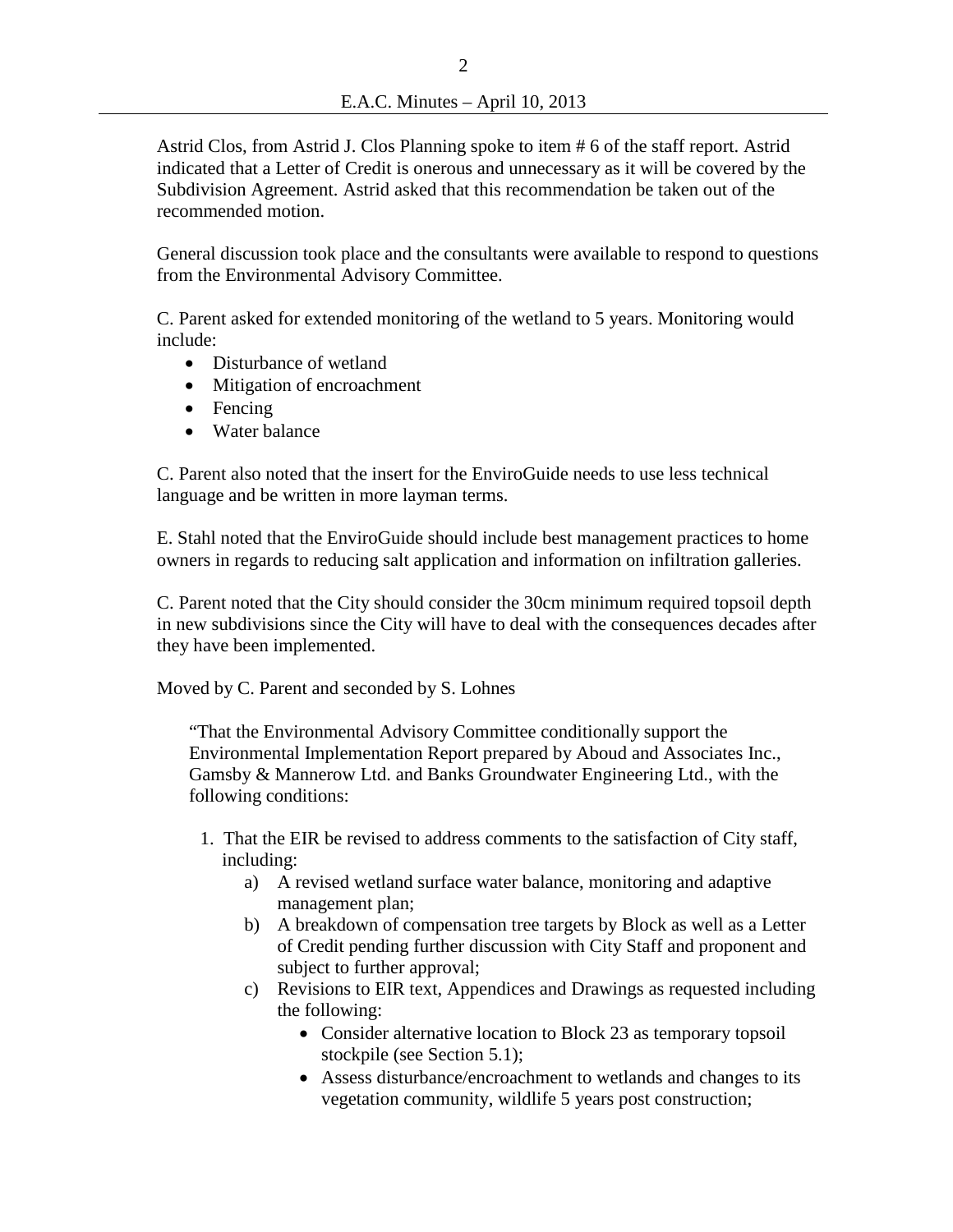Astrid Clos, from Astrid J. Clos Planning spoke to item # 6 of the staff report. Astrid indicated that a Letter of Credit is onerous and unnecessary as it will be covered by the Subdivision Agreement. Astrid asked that this recommendation be taken out of the recommended motion.

General discussion took place and the consultants were available to respond to questions from the Environmental Advisory Committee.

C. Parent asked for extended monitoring of the wetland to 5 years. Monitoring would include:

- Disturbance of wetland
- Mitigation of encroachment
- Fencing
- Water balance

C. Parent also noted that the insert for the EnviroGuide needs to use less technical language and be written in more layman terms.

E. Stahl noted that the EnviroGuide should include best management practices to home owners in regards to reducing salt application and information on infiltration galleries.

C. Parent noted that the City should consider the 30cm minimum required topsoil depth in new subdivisions since the City will have to deal with the consequences decades after they have been implemented.

Moved by C. Parent and seconded by S. Lohnes

> "That the Environmental Advisory Committee conditionally support the Environmental Implementation Report prepared by Aboud and Associates Inc., Gamsby & Mannerow Ltd. and Banks Groundwater Engineering Ltd., with the following conditions:
>
> 1. That the EIR be revised to address comments to the satisfaction of City staff, including:
>    a) A revised wetland surface water balance, monitoring and adaptive management plan;
>    b) A breakdown of compensation tree targets by Block as well as a Letter of Credit pending further discussion with City Staff and proponent and subject to further approval;
>    c) Revisions to EIR text, Appendices and Drawings as requested including the following:
>       - Consider alternative location to Block 23 as temporary topsoil stockpile (see Section 5.1);
>       - Assess disturbance/encroachment to wetlands and changes to its vegetation community, wildlife 5 years post construction;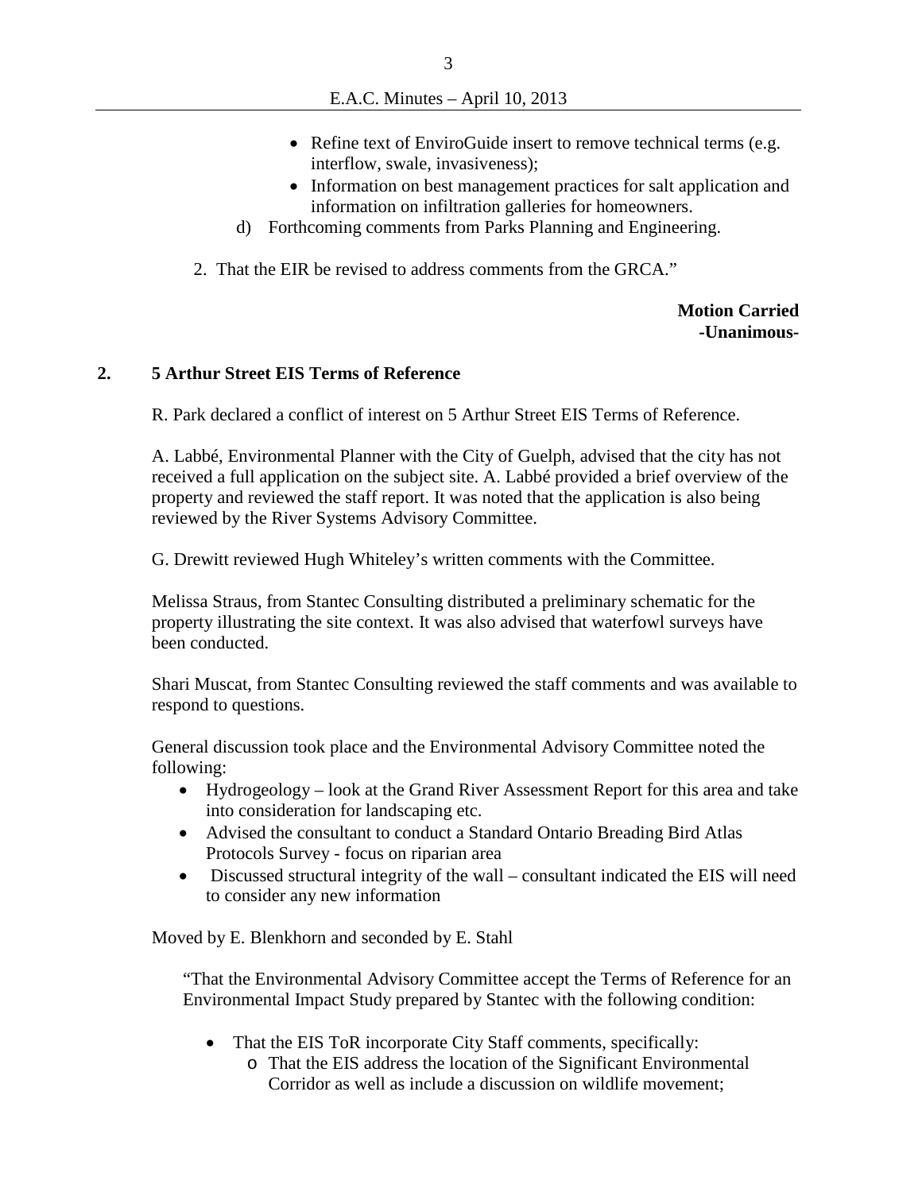- Refine text of EnviroGuide insert to remove technical terms (e.g. interflow, swale, invasiveness);
  - Information on best management practices for salt application and information on infiltration galleries for homeowners.

d) Forthcoming comments from Parks Planning and Engineering.

2. That the EIR be revised to address comments from the GRCA."

**Motion Carried**
**-Unanimous-**

## 2. 5 Arthur Street EIS Terms of Reference

R. Park declared a conflict of interest on 5 Arthur Street EIS Terms of Reference.

A. Labbé, Environmental Planner with the City of Guelph, advised that the city has not received a full application on the subject site. A. Labbé provided a brief overview of the property and reviewed the staff report. It was noted that the application is also being reviewed by the River Systems Advisory Committee.

G. Drewitt reviewed Hugh Whiteley's written comments with the Committee.

Melissa Straus, from Stantec Consulting distributed a preliminary schematic for the property illustrating the site context. It was also advised that waterfowl surveys have been conducted.

Shari Muscat, from Stantec Consulting reviewed the staff comments and was available to respond to questions.

General discussion took place and the Environmental Advisory Committee noted the following:

- Hydrogeology – look at the Grand River Assessment Report for this area and take into consideration for landscaping etc.
- Advised the consultant to conduct a Standard Ontario Breading Bird Atlas Protocols Survey - focus on riparian area
- Discussed structural integrity of the wall – consultant indicated the EIS will need to consider any new information

Moved by E. Blenkhorn and seconded by E. Stahl

"That the Environmental Advisory Committee accept the Terms of Reference for an Environmental Impact Study prepared by Stantec with the following condition:

- That the EIS ToR incorporate City Staff comments, specifically:
  - That the EIS address the location of the Significant Environmental Corridor as well as include a discussion on wildlife movement;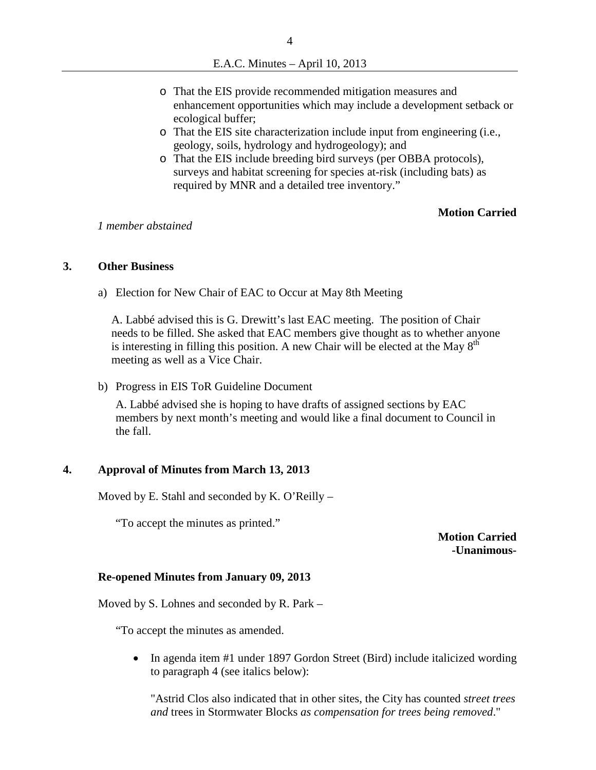- That the EIS provide recommended mitigation measures and enhancement opportunities which may include a development setback or ecological buffer;
- That the EIS site characterization include input from engineering (i.e., geology, soils, hydrology and hydrogeology); and
- That the EIS include breeding bird surveys (per OBBA protocols), surveys and habitat screening for species at-risk (including bats) as required by MNR and a detailed tree inventory."

**Motion Carried**

*1 member abstained*

## 3. Other Business

a) Election for New Chair of EAC to Occur at May 8th Meeting

A. Labbé advised this is G. Drewitt's last EAC meeting. The position of Chair needs to be filled. She asked that EAC members give thought as to whether anyone is interesting in filling this position. A new Chair will be elected at the May 8th meeting as well as a Vice Chair.

b) Progress in EIS ToR Guideline Document

A. Labbé advised she is hoping to have drafts of assigned sections by EAC members by next month's meeting and would like a final document to Council in the fall.

## 4. Approval of Minutes from March 13, 2013

Moved by E. Stahl and seconded by K. O'Reilly –

"To accept the minutes as printed."

**Motion Carried**
**-Unanimous-**

### Re-opened Minutes from January 09, 2013

Moved by S. Lohnes and seconded by R. Park –

"To accept the minutes as amended.

- In agenda item #1 under 1897 Gordon Street (Bird) include italicized wording to paragraph 4 (see italics below):

  "Astrid Clos also indicated that in other sites, the City has counted *street trees and* trees in Stormwater Blocks *as compensation for trees being removed*."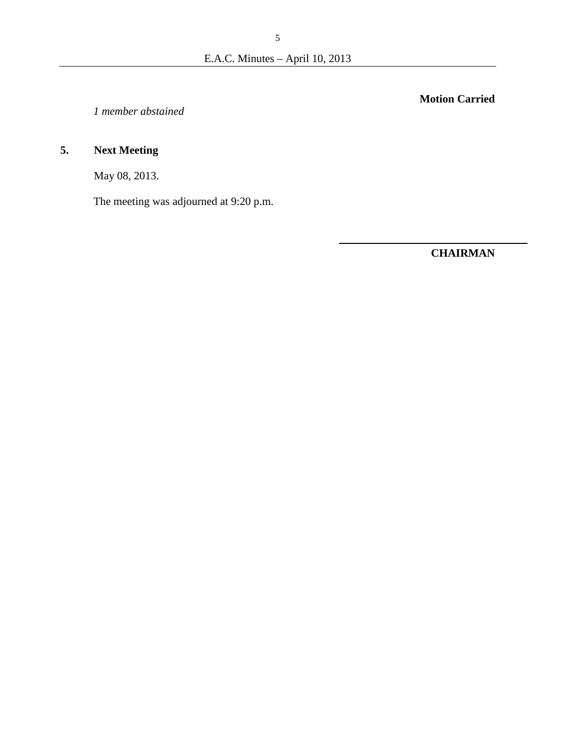**Motion Carried**

*1 member abstained*

## 5. Next Meeting

May 08, 2013.

The meeting was adjourned at 9:20 p.m.

\_\_\_\_\_\_\_\_\_\_\_\_\_\_\_\_\_\_\_\_\_\_\_\_\_\_\_\_\_\_

**CHAIRMAN**